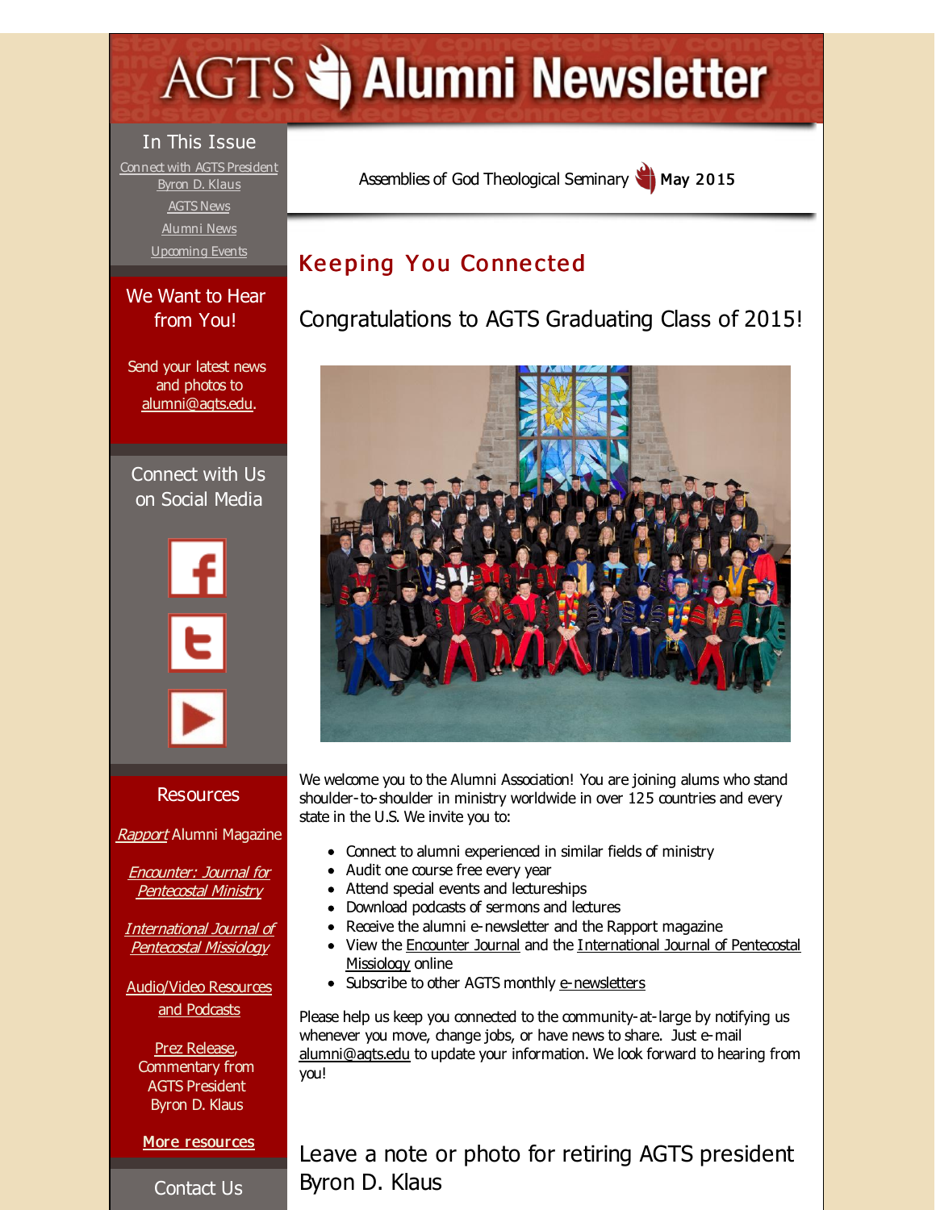# AGTS Alumni Newsletter

**In This Issue**

Connect with AGTS President Byron D. Klaus
AGTS News
Alumni News
Upcoming Events

**We Want to Hear from You!**

Send your latest news and photos to alumni@agts.edu.

**Connect with Us on Social Media**

**Resources**

*Rapport* Alumni Magazine

*Encounter: Journal for Pentecostal Ministry*

*International Journal of Pentecostal Missiology*

Audio/Video Resources and Podcasts

Prez Release, Commentary from AGTS President Byron D. Klaus

**More resources**

**Contact Us**

Assemblies of God Theological Seminary **May 2015**

## Keeping You Connected

### Congratulations to AGTS Graduating Class of 2015!

We welcome you to the Alumni Association! You are joining alums who stand shoulder-to-shoulder in ministry worldwide in over 125 countries and every state in the U.S. We invite you to:

- Connect to alumni experienced in similar fields of ministry
- Audit one course free every year
- Attend special events and lectureships
- Download podcasts of sermons and lectures
- Receive the alumni e-newsletter and the Rapport magazine
- View the Encounter Journal and the International Journal of Pentecostal Missiology online
- Subscribe to other AGTS monthly e-newsletters

Please help us keep you connected to the community-at-large by notifying us whenever you move, change jobs, or have news to share. Just e-mail alumni@agts.edu to update your information. We look forward to hearing from you!

### Leave a note or photo for retiring AGTS president Byron D. Klaus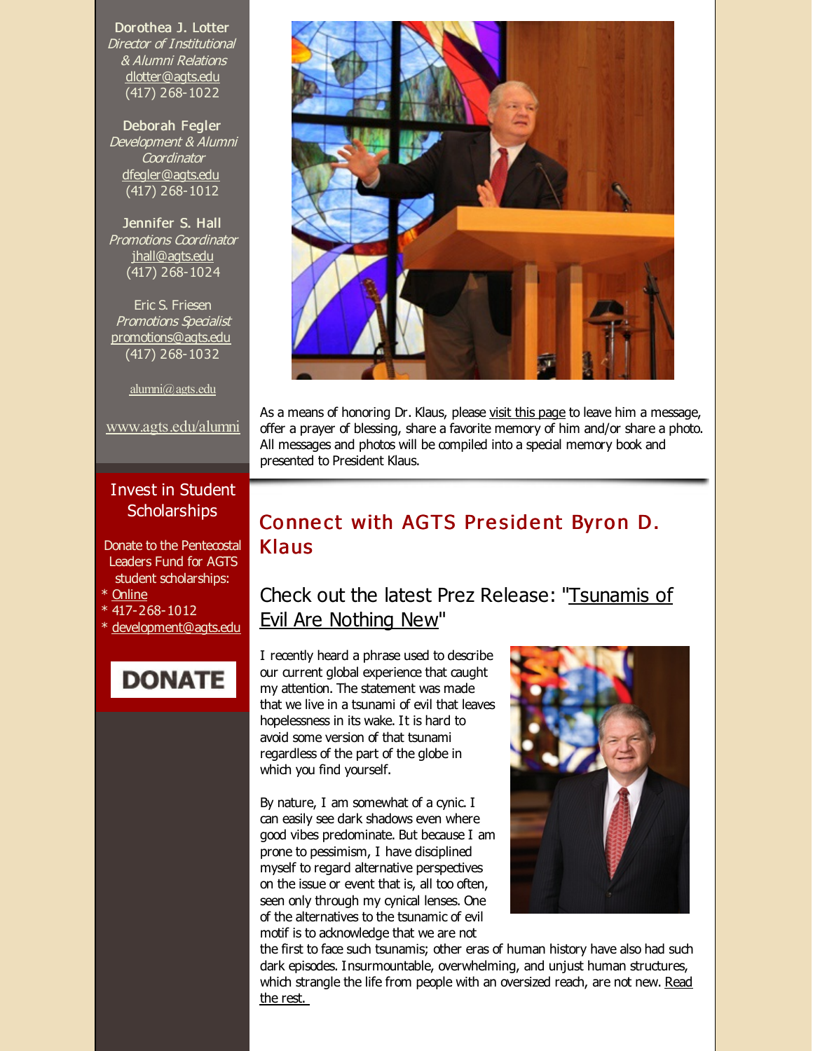**Dorothea J. Lotter**
*Director of Institutional & Alumni Relations*
dlotter@agts.edu
(417) 268-1022

**Deborah Fegler**
*Development & Alumni Coordinator*
dfegler@agts.edu
(417) 268-1012

**Jennifer S. Hall**
*Promotions Coordinator*
jhall@agts.edu
(417) 268-1024

Eric S. Friesen
*Promotions Specialist*
promotions@agts.edu
(417) 268-1032

alumni@agts.edu

www.agts.edu/alumni

## Invest in Student Scholarships

Donate to the Pentecostal Leaders Fund for AGTS student scholarships:
* Online
* 417-268-1012
* development@agts.edu

DONATE

As a means of honoring Dr. Klaus, please visit this page to leave him a message, offer a prayer of blessing, share a favorite memory of him and/or share a photo. All messages and photos will be compiled into a special memory book and presented to President Klaus.

## Connect with AGTS President Byron D. Klaus

### Check out the latest Prez Release: "Tsunamis of Evil Are Nothing New"

I recently heard a phrase used to describe our current global experience that caught my attention. The statement was made that we live in a tsunami of evil that leaves hopelessness in its wake. It is hard to avoid some version of that tsunami regardless of the part of the globe in which you find yourself.

By nature, I am somewhat of a cynic. I can easily see dark shadows even where good vibes predominate. But because I am prone to pessimism, I have disciplined myself to regard alternative perspectives on the issue or event that is, all too often, seen only through my cynical lenses. One of the alternatives to the tsunamic of evil motif is to acknowledge that we are not the first to face such tsunamis; other eras of human history have also had such dark episodes. Insurmountable, overwhelming, and unjust human structures, which strangle the life from people with an oversized reach, are not new. Read the rest.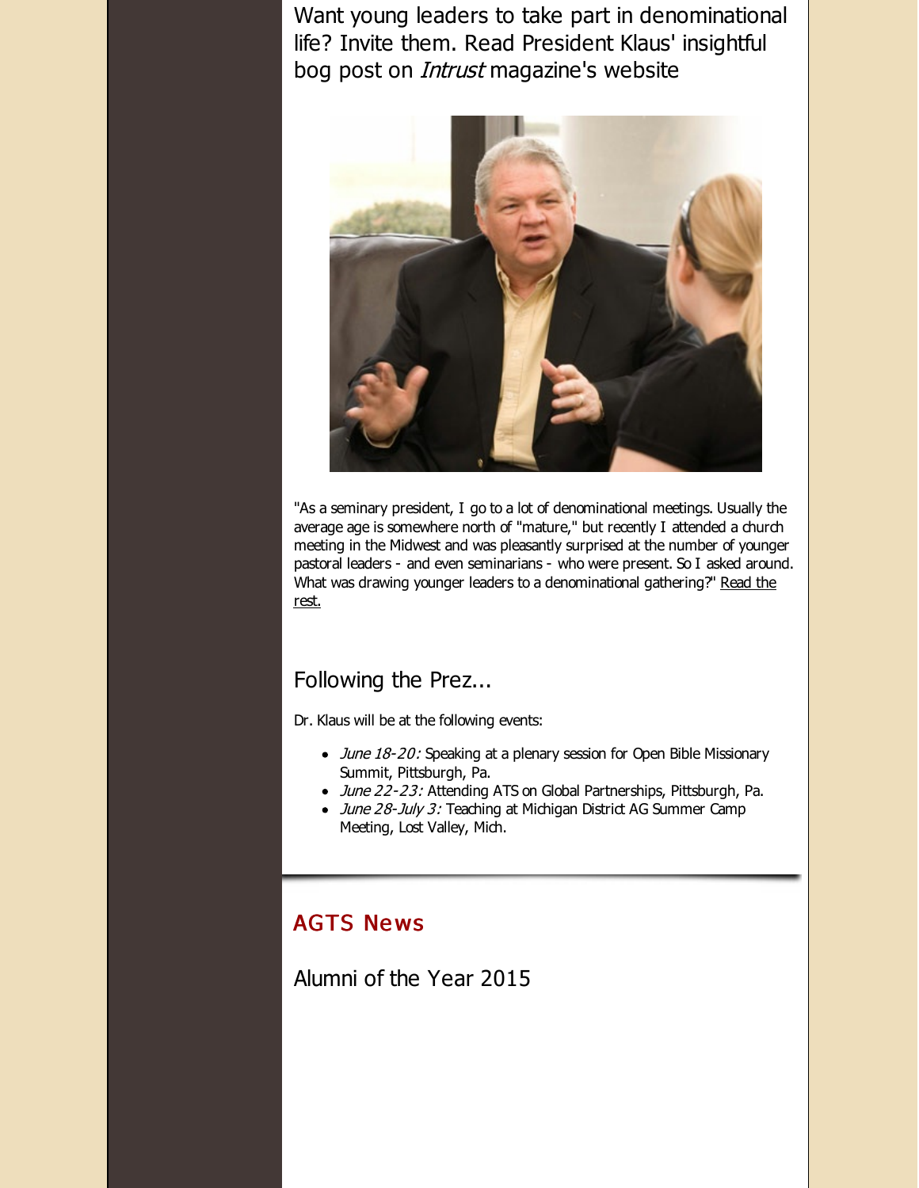Want young leaders to take part in denominational life? Invite them. Read President Klaus' insightful bog post on *Intrust* magazine's website

"As a seminary president, I go to a lot of denominational meetings. Usually the average age is somewhere north of "mature," but recently I attended a church meeting in the Midwest and was pleasantly surprised at the number of younger pastoral leaders - and even seminarians - who were present. So I asked around. What was drawing younger leaders to a denominational gathering?" Read the rest.

## Following the Prez...

Dr. Klaus will be at the following events:

- *June 18-20:* Speaking at a plenary session for Open Bible Missionary Summit, Pittsburgh, Pa.
- *June 22-23:* Attending ATS on Global Partnerships, Pittsburgh, Pa.
- *June 28-July 3:* Teaching at Michigan District AG Summer Camp Meeting, Lost Valley, Mich.

## AGTS News

## Alumni of the Year 2015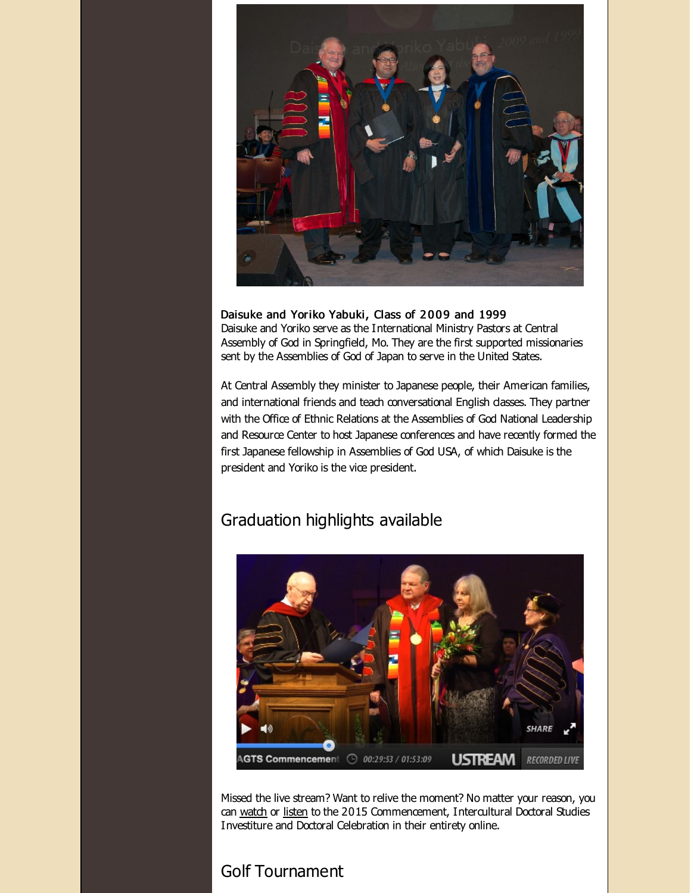**Daisuke and Yoriko Yabuki, Class of 2009 and 1999**
Daisuke and Yoriko serve as the International Ministry Pastors at Central Assembly of God in Springfield, Mo. They are the first supported missionaries sent by the Assemblies of God of Japan to serve in the United States.

At Central Assembly they minister to Japanese people, their American families, and international friends and teach conversational English classes. They partner with the Office of Ethnic Relations at the Assemblies of God National Leadership and Resource Center to host Japanese conferences and have recently formed the first Japanese fellowship in Assemblies of God USA, of which Daisuke is the president and Yoriko is the vice president.

## Graduation highlights available

Missed the live stream? Want to relive the moment? No matter your reason, you can watch or listen to the 2015 Commencement, Intercultural Doctoral Studies Investiture and Doctoral Celebration in their entirety online.

## Golf Tournament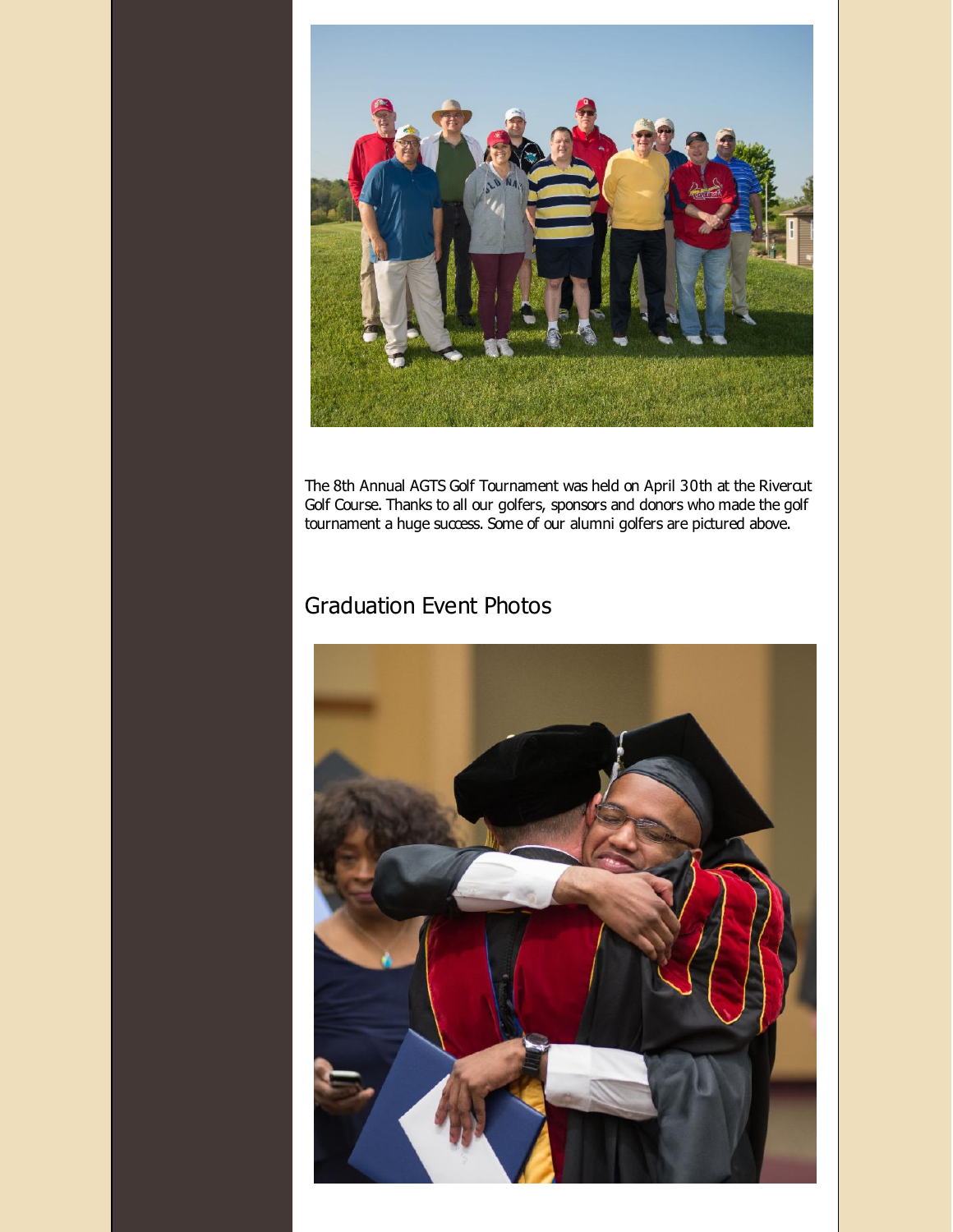The 8th Annual AGTS Golf Tournament was held on April 30th at the Rivercut Golf Course. Thanks to all our golfers, sponsors and donors who made the golf tournament a huge success. Some of our alumni golfers are pictured above.

## Graduation Event Photos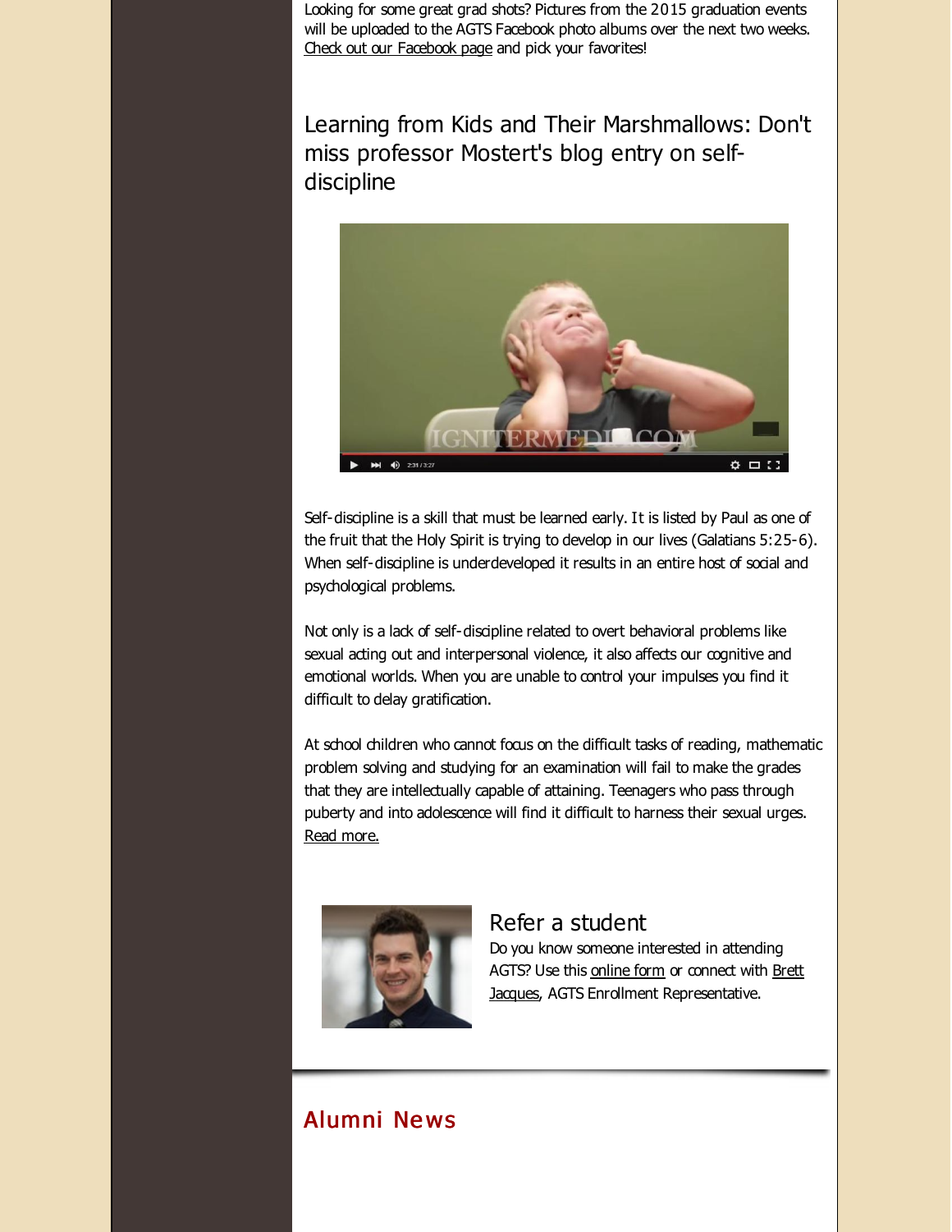Looking for some great grad shots? Pictures from the 2015 graduation events will be uploaded to the AGTS Facebook photo albums over the next two weeks. Check out our Facebook page and pick your favorites!

## Learning from Kids and Their Marshmallows: Don't miss professor Mostert's blog entry on self-discipline

Self-discipline is a skill that must be learned early. It is listed by Paul as one of the fruit that the Holy Spirit is trying to develop in our lives (Galatians 5:25-6). When self-discipline is underdeveloped it results in an entire host of social and psychological problems.

Not only is a lack of self-discipline related to overt behavioral problems like sexual acting out and interpersonal violence, it also affects our cognitive and emotional worlds. When you are unable to control your impulses you find it difficult to delay gratification.

At school children who cannot focus on the difficult tasks of reading, mathematic problem solving and studying for an examination will fail to make the grades that they are intellectually capable of attaining. Teenagers who pass through puberty and into adolescence will find it difficult to harness their sexual urges. Read more.

## Refer a student

Do you know someone interested in attending AGTS? Use this online form or connect with Brett Jacques, AGTS Enrollment Representative.

# Alumni News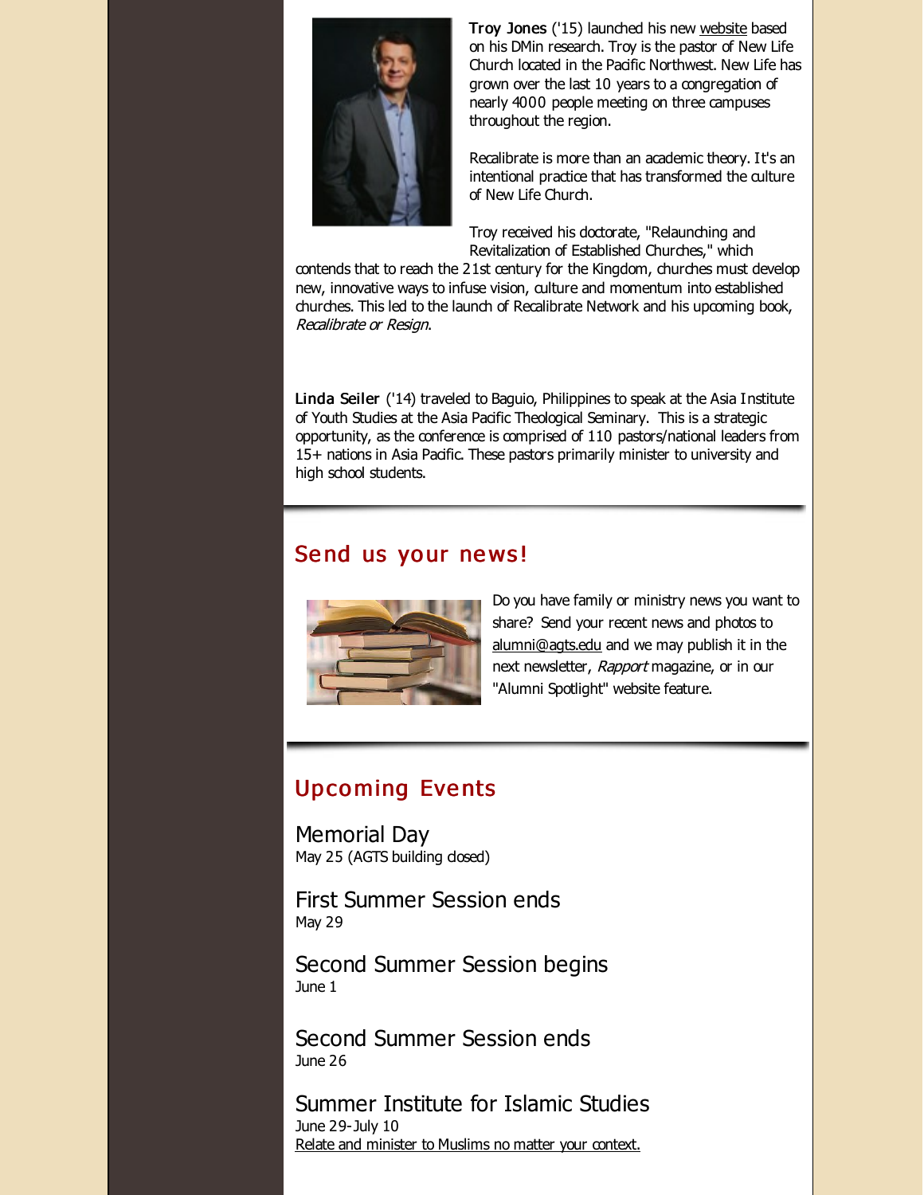**Troy Jones** ('15) launched his new website based on his DMin research. Troy is the pastor of New Life Church located in the Pacific Northwest. New Life has grown over the last 10 years to a congregation of nearly 4000 people meeting on three campuses throughout the region.

Recalibrate is more than an academic theory. It's an intentional practice that has transformed the culture of New Life Church.

Troy received his doctorate, "Relaunching and Revitalization of Established Churches," which contends that to reach the 21st century for the Kingdom, churches must develop new, innovative ways to infuse vision, culture and momentum into established churches. This led to the launch of Recalibrate Network and his upcoming book, *Recalibrate or Resign*.

**Linda Seiler** ('14) traveled to Baguio, Philippines to speak at the Asia Institute of Youth Studies at the Asia Pacific Theological Seminary. This is a strategic opportunity, as the conference is comprised of 110 pastors/national leaders from 15+ nations in Asia Pacific. These pastors primarily minister to university and high school students.

## Send us your news!

Do you have family or ministry news you want to share? Send your recent news and photos to alumni@agts.edu and we may publish it in the next newsletter, *Rapport* magazine, or in our "Alumni Spotlight" website feature.

## Upcoming Events

### Memorial Day
May 25 (AGTS building closed)

### First Summer Session ends
May 29

### Second Summer Session begins
June 1

### Second Summer Session ends
June 26

### Summer Institute for Islamic Studies
June 29-July 10
Relate and minister to Muslims no matter your context.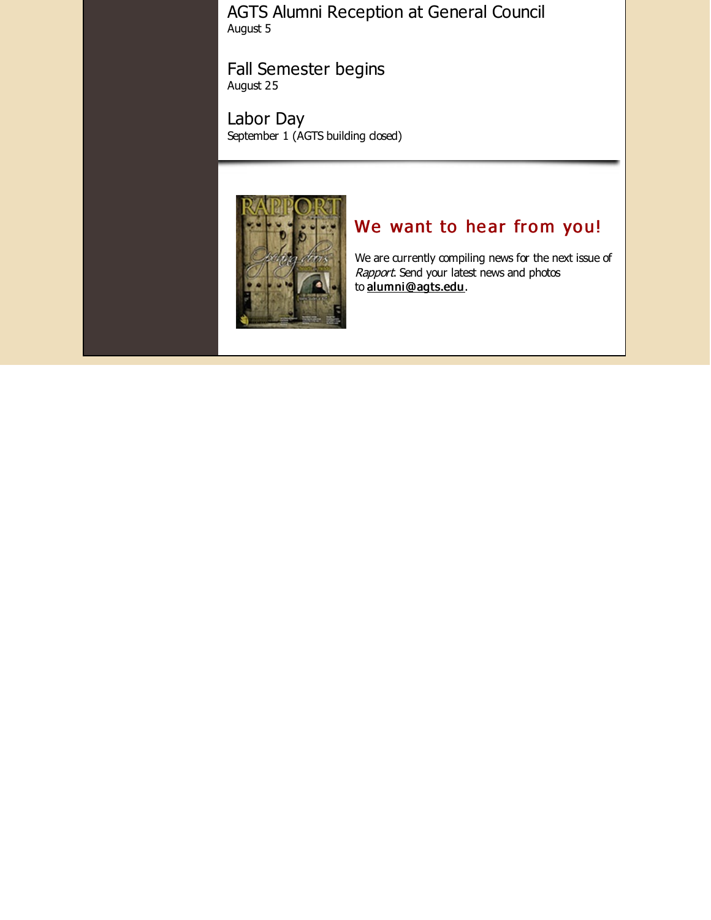AGTS Alumni Reception at General Council
August 5

Fall Semester begins
August 25

Labor Day
September 1 (AGTS building closed)

## We want to hear from you!

We are currently compiling news for the next issue of *Rapport*. Send your latest news and photos to **alumni@agts.edu**.